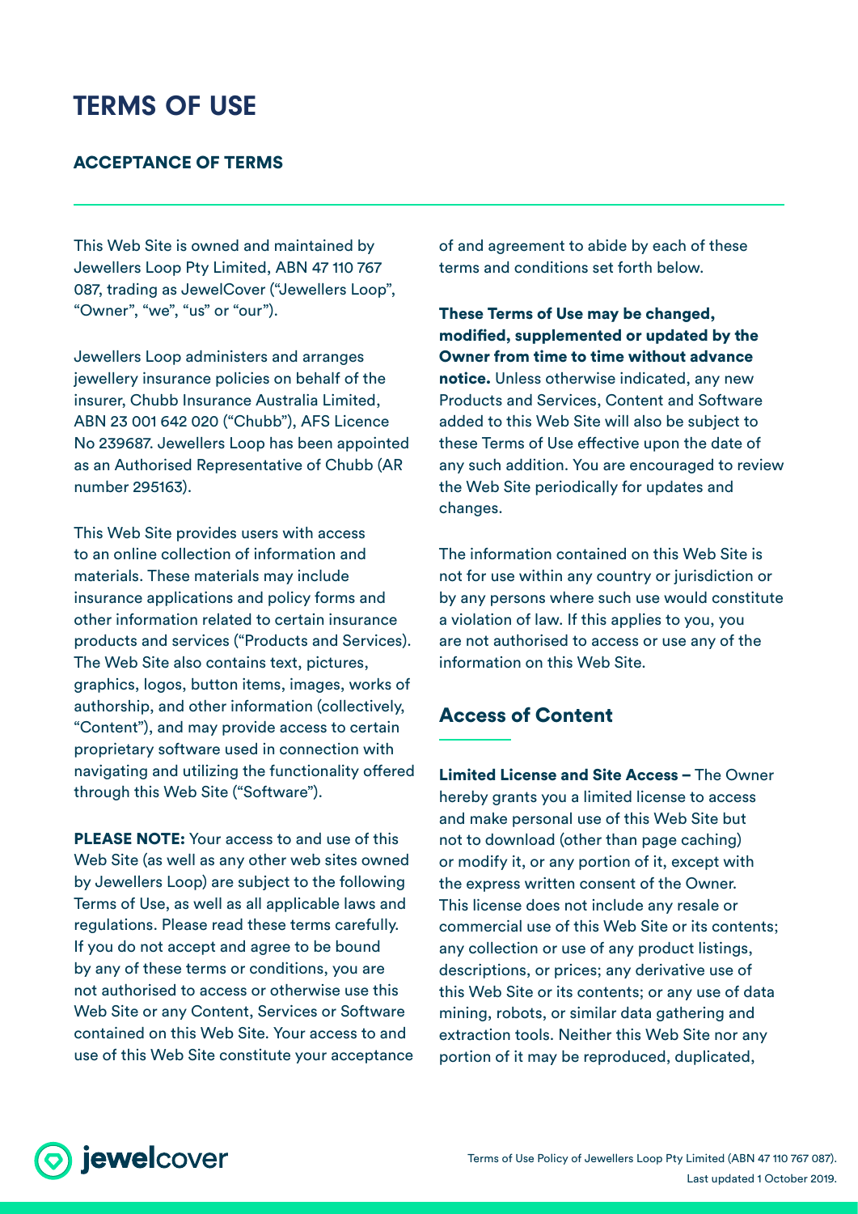# TERMS OF USE

## ACCEPTANCE OF TERMS

This Web Site is owned and maintained by Jewellers Loop Pty Limited, ABN 47 110 767 087, trading as JewelCover ("Jewellers Loop", "Owner", "we", "us" or "our").

Jewellers Loop administers and arranges jewellery insurance policies on behalf of the insurer, Chubb Insurance Australia Limited, ABN 23 001 642 020 ("Chubb"), AFS Licence No 239687. Jewellers Loop has been appointed as an Authorised Representative of Chubb (AR number 295163).

This Web Site provides users with access to an online collection of information and materials. These materials may include insurance applications and policy forms and other information related to certain insurance products and services ("Products and Services). The Web Site also contains text, pictures, graphics, logos, button items, images, works of authorship, and other information (collectively, "Content"), and may provide access to certain proprietary software used in connection with navigating and utilizing the functionality offered through this Web Site ("Software").

**PLEASE NOTE:** Your access to and use of this Web Site (as well as any other web sites owned by Jewellers Loop) are subject to the following Terms of Use, as well as all applicable laws and regulations. Please read these terms carefully. If you do not accept and agree to be bound by any of these terms or conditions, you are not authorised to access or otherwise use this Web Site or any Content, Services or Software contained on this Web Site. Your access to and use of this Web Site constitute your acceptance of and agreement to abide by each of these terms and conditions set forth below.

**These Terms of Use may be changed, modified, supplemented or updated by the Owner from time to time without advance notice.** Unless otherwise indicated, any new Products and Services, Content and Software added to this Web Site will also be subject to these Terms of Use effective upon the date of any such addition. You are encouraged to review the Web Site periodically for updates and changes.

The information contained on this Web Site is not for use within any country or jurisdiction or by any persons where such use would constitute a violation of law. If this applies to you, you are not authorised to access or use any of the information on this Web Site.

## Access of Content

**Limited License and Site Access –** The Owner hereby grants you a limited license to access and make personal use of this Web Site but not to download (other than page caching) or modify it, or any portion of it, except with the express written consent of the Owner. This license does not include any resale or commercial use of this Web Site or its contents; any collection or use of any product listings, descriptions, or prices; any derivative use of this Web Site or its contents; or any use of data mining, robots, or similar data gathering and extraction tools. Neither this Web Site nor any portion of it may be reproduced, duplicated,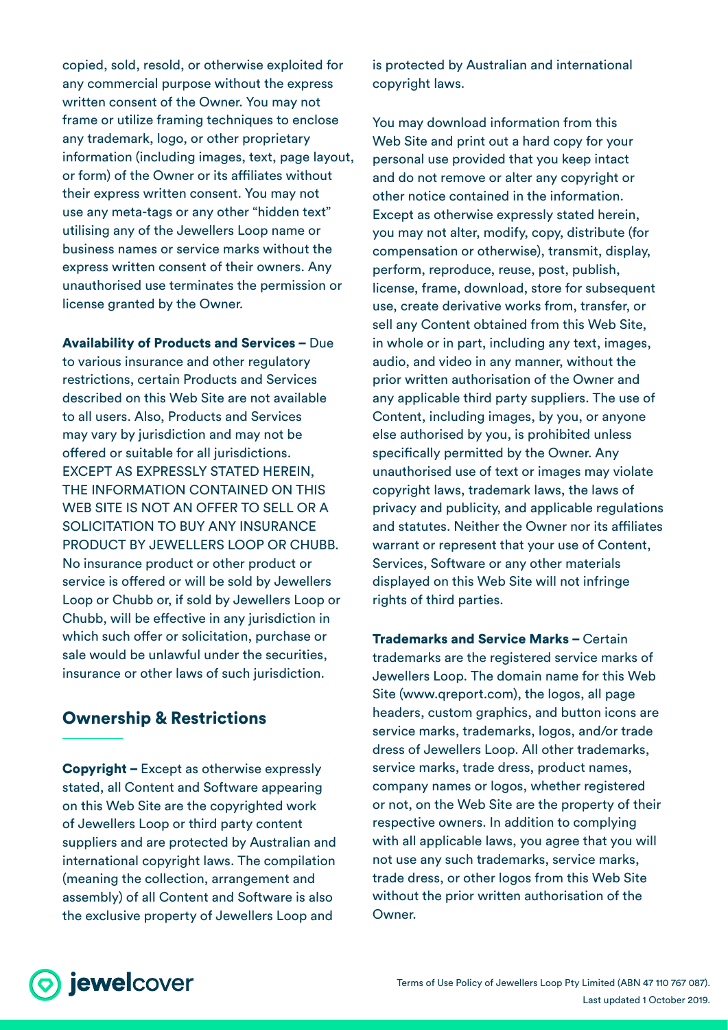copied, sold, resold, or otherwise exploited for any commercial purpose without the express written consent of the Owner. You may not frame or utilize framing techniques to enclose any trademark, logo, or other proprietary information (including images, text, page layout, or form) of the Owner or its affiliates without their express written consent. You may not use any meta-tags or any other "hidden text" utilising any of the Jewellers Loop name or business names or service marks without the express written consent of their owners. Any unauthorised use terminates the permission or license granted by the Owner.

**Availability of Products and Services –** Due to various insurance and other regulatory restrictions, certain Products and Services described on this Web Site are not available to all users. Also, Products and Services may vary by jurisdiction and may not be offered or suitable for all jurisdictions. EXCEPT AS EXPRESSLY STATED HEREIN, THE INFORMATION CONTAINED ON THIS WEB SITE IS NOT AN OFFER TO SELL OR A SOLICITATION TO BUY ANY INSURANCE PRODUCT BY JEWELLERS LOOP OR CHUBB. No insurance product or other product or service is offered or will be sold by Jewellers Loop or Chubb or, if sold by Jewellers Loop or Chubb, will be effective in any jurisdiction in which such offer or solicitation, purchase or sale would be unlawful under the securities, insurance or other laws of such jurisdiction.

## Ownership & Restrictions

**Copyright –** Except as otherwise expressly stated, all Content and Software appearing on this Web Site are the copyrighted work of Jewellers Loop or third party content suppliers and are protected by Australian and international copyright laws. The compilation (meaning the collection, arrangement and assembly) of all Content and Software is also the exclusive property of Jewellers Loop and is protected by Australian and international copyright laws.

You may download information from this Web Site and print out a hard copy for your personal use provided that you keep intact and do not remove or alter any copyright or other notice contained in the information. Except as otherwise expressly stated herein, you may not alter, modify, copy, distribute (for compensation or otherwise), transmit, display, perform, reproduce, reuse, post, publish, license, frame, download, store for subsequent use, create derivative works from, transfer, or sell any Content obtained from this Web Site, in whole or in part, including any text, images, audio, and video in any manner, without the prior written authorisation of the Owner and any applicable third party suppliers. The use of Content, including images, by you, or anyone else authorised by you, is prohibited unless specifically permitted by the Owner. Any unauthorised use of text or images may violate copyright laws, trademark laws, the laws of privacy and publicity, and applicable regulations and statutes. Neither the Owner nor its affiliates warrant or represent that your use of Content, Services, Software or any other materials displayed on this Web Site will not infringe rights of third parties.

**Trademarks and Service Marks –** Certain trademarks are the registered service marks of Jewellers Loop. The domain name for this Web Site (www.qreport.com), the logos, all page headers, custom graphics, and button icons are service marks, trademarks, logos, and/or trade dress of Jewellers Loop. All other trademarks, service marks, trade dress, product names, company names or logos, whether registered or not, on the Web Site are the property of their respective owners. In addition to complying with all applicable laws, you agree that you will not use any such trademarks, service marks, trade dress, or other logos from this Web Site without the prior written authorisation of the Owner.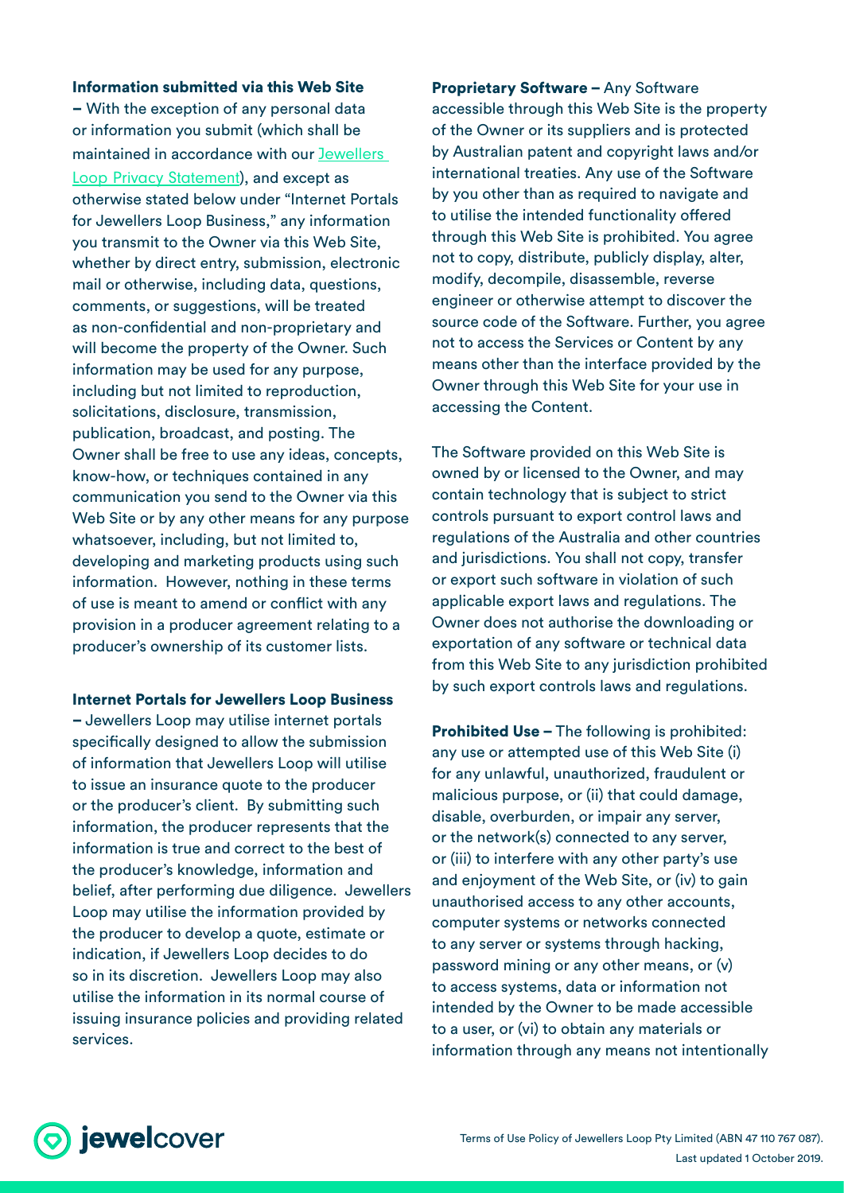**Information submitted via this Web Site –** With the exception of any personal data or information you submit (which shall be maintained in accordance with our [Jewellers Loop Privacy Statement]), and except as otherwise stated below under "Internet Portals for Jewellers Loop Business," any information you transmit to the Owner via this Web Site, whether by direct entry, submission, electronic mail or otherwise, including data, questions, comments, or suggestions, will be treated as non-confidential and non-proprietary and will become the property of the Owner. Such information may be used for any purpose, including but not limited to reproduction, solicitations, disclosure, transmission, publication, broadcast, and posting. The Owner shall be free to use any ideas, concepts, know-how, or techniques contained in any communication you send to the Owner via this Web Site or by any other means for any purpose whatsoever, including, but not limited to, developing and marketing products using such information. However, nothing in these terms of use is meant to amend or conflict with any provision in a producer agreement relating to a producer's ownership of its customer lists.

**Internet Portals for Jewellers Loop Business –** Jewellers Loop may utilise internet portals specifically designed to allow the submission of information that Jewellers Loop will utilise to issue an insurance quote to the producer or the producer's client. By submitting such information, the producer represents that the information is true and correct to the best of the producer's knowledge, information and belief, after performing due diligence. Jewellers Loop may utilise the information provided by the producer to develop a quote, estimate or indication, if Jewellers Loop decides to do so in its discretion. Jewellers Loop may also utilise the information in its normal course of issuing insurance policies and providing related services.

**Proprietary Software –** Any Software accessible through this Web Site is the property of the Owner or its suppliers and is protected by Australian patent and copyright laws and/or international treaties. Any use of the Software by you other than as required to navigate and to utilise the intended functionality offered through this Web Site is prohibited. You agree not to copy, distribute, publicly display, alter, modify, decompile, disassemble, reverse engineer or otherwise attempt to discover the source code of the Software. Further, you agree not to access the Services or Content by any means other than the interface provided by the Owner through this Web Site for your use in accessing the Content.

The Software provided on this Web Site is owned by or licensed to the Owner, and may contain technology that is subject to strict controls pursuant to export control laws and regulations of the Australia and other countries and jurisdictions. You shall not copy, transfer or export such software in violation of such applicable export laws and regulations. The Owner does not authorise the downloading or exportation of any software or technical data from this Web Site to any jurisdiction prohibited by such export controls laws and regulations.

**Prohibited Use –** The following is prohibited: any use or attempted use of this Web Site (i) for any unlawful, unauthorized, fraudulent or malicious purpose, or (ii) that could damage, disable, overburden, or impair any server, or the network(s) connected to any server, or (iii) to interfere with any other party's use and enjoyment of the Web Site, or (iv) to gain unauthorised access to any other accounts, computer systems or networks connected to any server or systems through hacking, password mining or any other means, or (v) to access systems, data or information not intended by the Owner to be made accessible to a user, or (vi) to obtain any materials or information through any means not intentionally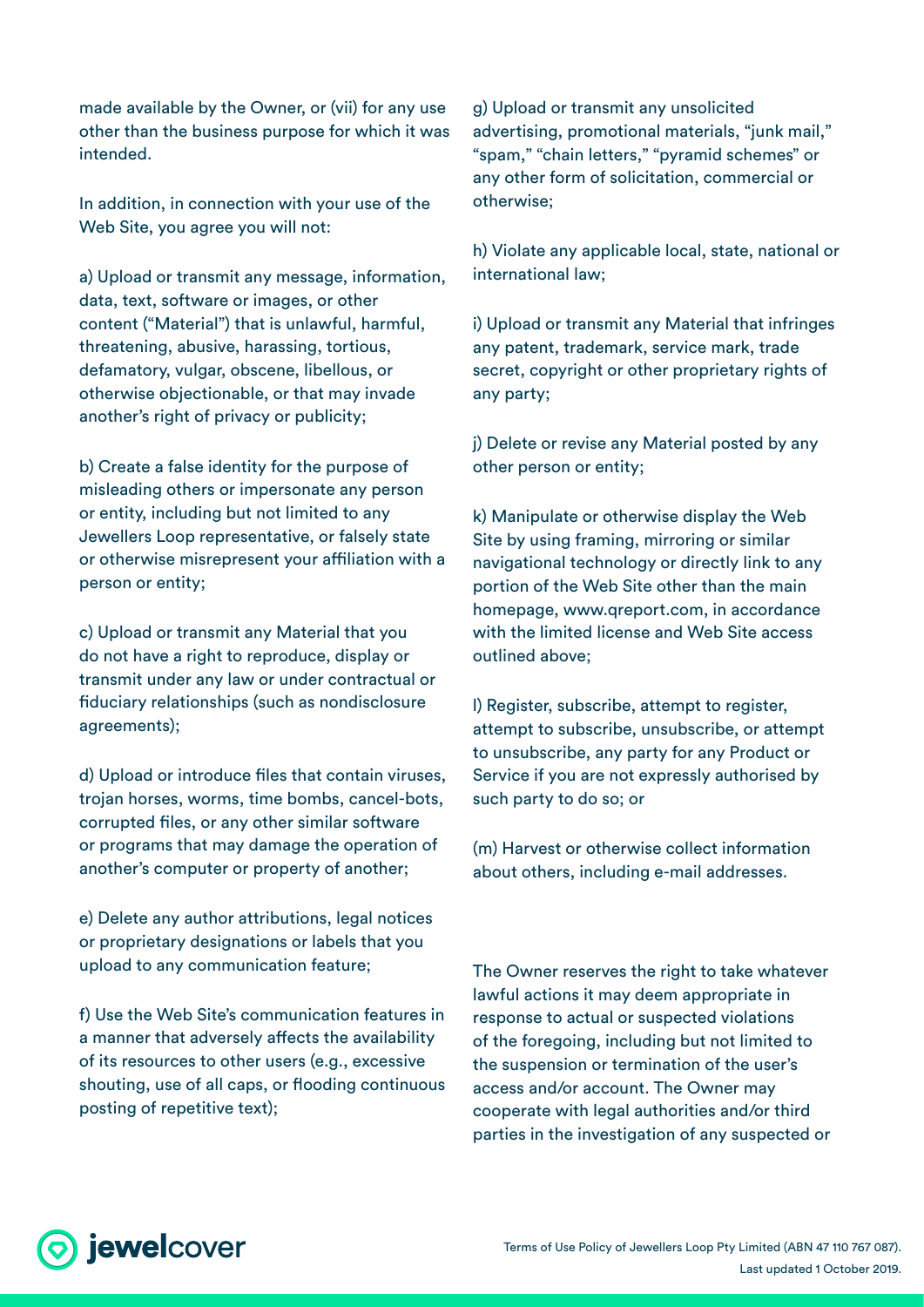made available by the Owner, or (vii) for any use other than the business purpose for which it was intended.

In addition, in connection with your use of the Web Site, you agree you will not:

a) Upload or transmit any message, information, data, text, software or images, or other content ("Material") that is unlawful, harmful, threatening, abusive, harassing, tortious, defamatory, vulgar, obscene, libellous, or otherwise objectionable, or that may invade another's right of privacy or publicity;

b) Create a false identity for the purpose of misleading others or impersonate any person or entity, including but not limited to any Jewellers Loop representative, or falsely state or otherwise misrepresent your affiliation with a person or entity;

c) Upload or transmit any Material that you do not have a right to reproduce, display or transmit under any law or under contractual or fiduciary relationships (such as nondisclosure agreements);

d) Upload or introduce files that contain viruses, trojan horses, worms, time bombs, cancel-bots, corrupted files, or any other similar software or programs that may damage the operation of another's computer or property of another;

e) Delete any author attributions, legal notices or proprietary designations or labels that you upload to any communication feature;

f) Use the Web Site's communication features in a manner that adversely affects the availability of its resources to other users (e.g., excessive shouting, use of all caps, or flooding continuous posting of repetitive text);

g) Upload or transmit any unsolicited advertising, promotional materials, "junk mail," "spam," "chain letters," "pyramid schemes" or any other form of solicitation, commercial or otherwise;

h) Violate any applicable local, state, national or international law;

i) Upload or transmit any Material that infringes any patent, trademark, service mark, trade secret, copyright or other proprietary rights of any party;

j) Delete or revise any Material posted by any other person or entity;

k) Manipulate or otherwise display the Web Site by using framing, mirroring or similar navigational technology or directly link to any portion of the Web Site other than the main homepage, www.qreport.com, in accordance with the limited license and Web Site access outlined above;

l) Register, subscribe, attempt to register, attempt to subscribe, unsubscribe, or attempt to unsubscribe, any party for any Product or Service if you are not expressly authorised by such party to do so; or

(m) Harvest or otherwise collect information about others, including e-mail addresses.

The Owner reserves the right to take whatever lawful actions it may deem appropriate in response to actual or suspected violations of the foregoing, including but not limited to the suspension or termination of the user's access and/or account. The Owner may cooperate with legal authorities and/or third parties in the investigation of any suspected or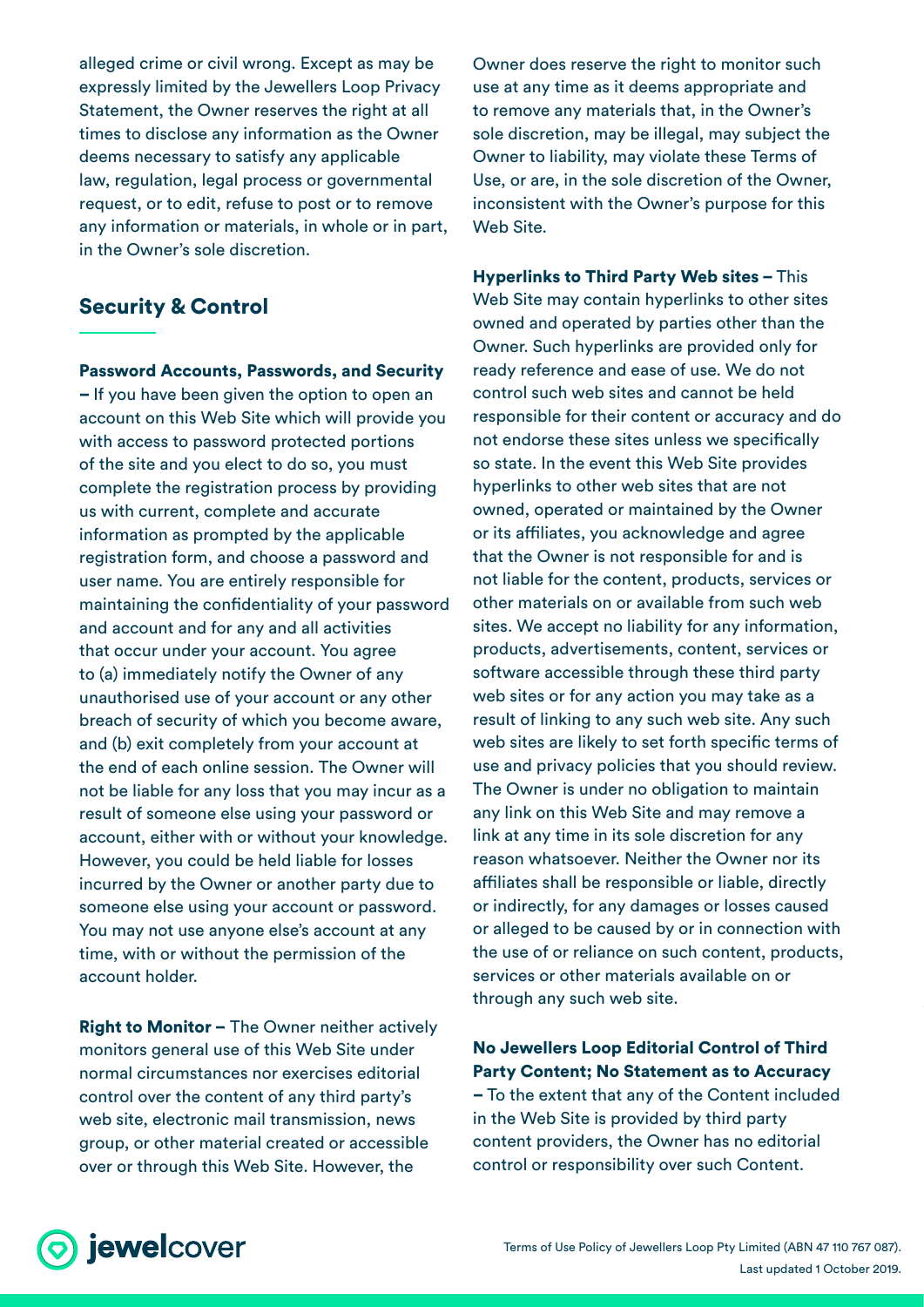alleged crime or civil wrong. Except as may be expressly limited by the Jewellers Loop Privacy Statement, the Owner reserves the right at all times to disclose any information as the Owner deems necessary to satisfy any applicable law, regulation, legal process or governmental request, or to edit, refuse to post or to remove any information or materials, in whole or in part, in the Owner's sole discretion.

## Security & Control

**Password Accounts, Passwords, and Security –** If you have been given the option to open an account on this Web Site which will provide you with access to password protected portions of the site and you elect to do so, you must complete the registration process by providing us with current, complete and accurate information as prompted by the applicable registration form, and choose a password and user name. You are entirely responsible for maintaining the confidentiality of your password and account and for any and all activities that occur under your account. You agree to (a) immediately notify the Owner of any unauthorised use of your account or any other breach of security of which you become aware, and (b) exit completely from your account at the end of each online session. The Owner will not be liable for any loss that you may incur as a result of someone else using your password or account, either with or without your knowledge. However, you could be held liable for losses incurred by the Owner or another party due to someone else using your account or password. You may not use anyone else's account at any time, with or without the permission of the account holder.

**Right to Monitor –** The Owner neither actively monitors general use of this Web Site under normal circumstances nor exercises editorial control over the content of any third party's web site, electronic mail transmission, news group, or other material created or accessible over or through this Web Site. However, the Owner does reserve the right to monitor such use at any time as it deems appropriate and to remove any materials that, in the Owner's sole discretion, may be illegal, may subject the Owner to liability, may violate these Terms of Use, or are, in the sole discretion of the Owner, inconsistent with the Owner's purpose for this Web Site.

**Hyperlinks to Third Party Web sites –** This Web Site may contain hyperlinks to other sites owned and operated by parties other than the Owner. Such hyperlinks are provided only for ready reference and ease of use. We do not control such web sites and cannot be held responsible for their content or accuracy and do not endorse these sites unless we specifically so state. In the event this Web Site provides hyperlinks to other web sites that are not owned, operated or maintained by the Owner or its affiliates, you acknowledge and agree that the Owner is not responsible for and is not liable for the content, products, services or other materials on or available from such web sites. We accept no liability for any information, products, advertisements, content, services or software accessible through these third party web sites or for any action you may take as a result of linking to any such web site. Any such web sites are likely to set forth specific terms of use and privacy policies that you should review. The Owner is under no obligation to maintain any link on this Web Site and may remove a link at any time in its sole discretion for any reason whatsoever. Neither the Owner nor its affiliates shall be responsible or liable, directly or indirectly, for any damages or losses caused or alleged to be caused by or in connection with the use of or reliance on such content, products, services or other materials available on or through any such web site.

**No Jewellers Loop Editorial Control of Third Party Content; No Statement as to Accuracy –** To the extent that any of the Content included in the Web Site is provided by third party content providers, the Owner has no editorial control or responsibility over such Content.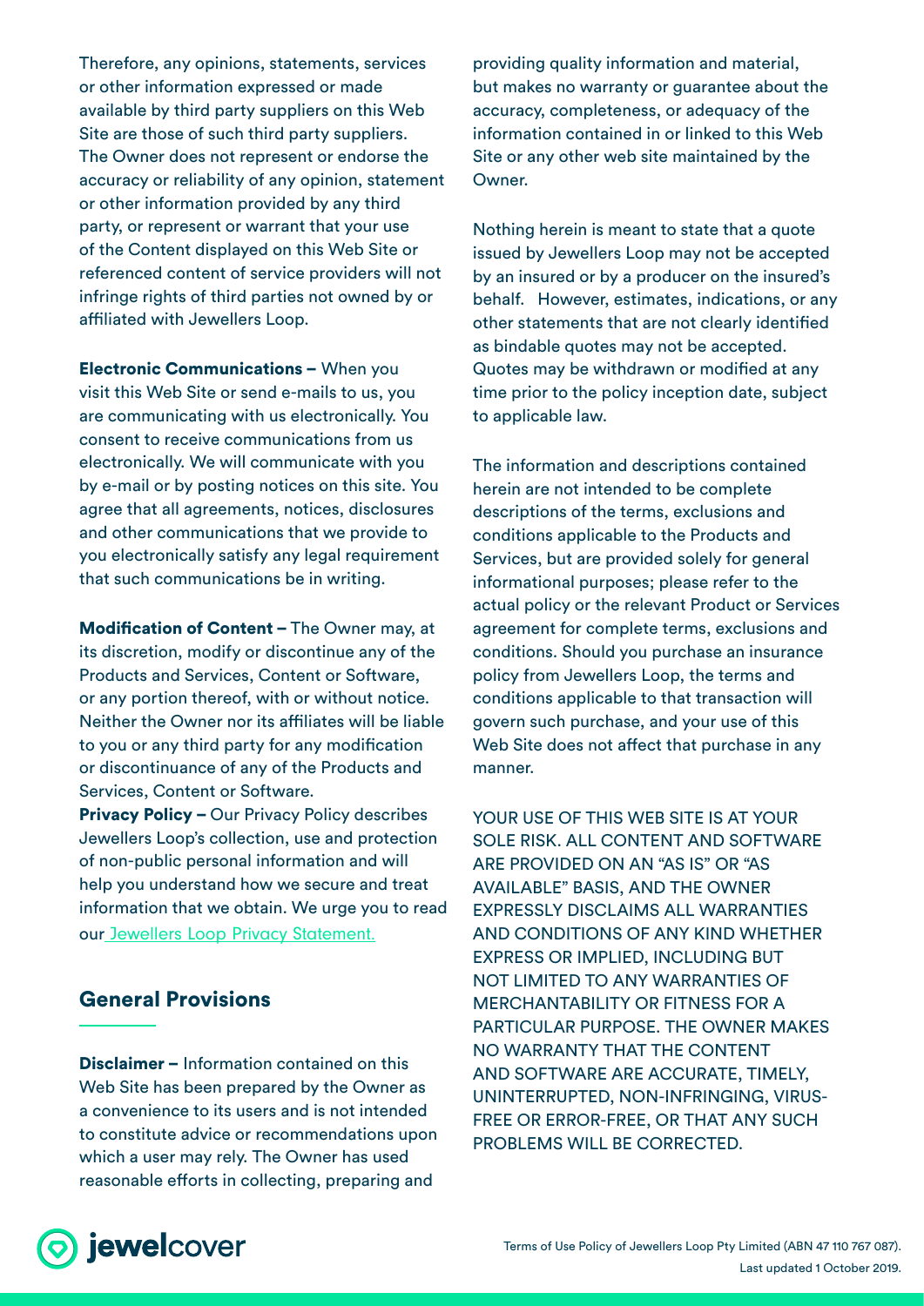Therefore, any opinions, statements, services or other information expressed or made available by third party suppliers on this Web Site are those of such third party suppliers. The Owner does not represent or endorse the accuracy or reliability of any opinion, statement or other information provided by any third party, or represent or warrant that your use of the Content displayed on this Web Site or referenced content of service providers will not infringe rights of third parties not owned by or affiliated with Jewellers Loop.

**Electronic Communications –** When you visit this Web Site or send e-mails to us, you are communicating with us electronically. You consent to receive communications from us electronically. We will communicate with you by e-mail or by posting notices on this site. You agree that all agreements, notices, disclosures and other communications that we provide to you electronically satisfy any legal requirement that such communications be in writing.

**Modification of Content –** The Owner may, at its discretion, modify or discontinue any of the Products and Services, Content or Software, or any portion thereof, with or without notice. Neither the Owner nor its affiliates will be liable to you or any third party for any modification or discontinuance of any of the Products and Services, Content or Software.

**Privacy Policy –** Our Privacy Policy describes Jewellers Loop's collection, use and protection of non-public personal information and will help you understand how we secure and treat information that we obtain. We urge you to read our Jewellers Loop Privacy Statement.

## General Provisions

**Disclaimer –** Information contained on this Web Site has been prepared by the Owner as a convenience to its users and is not intended to constitute advice or recommendations upon which a user may rely. The Owner has used reasonable efforts in collecting, preparing and providing quality information and material, but makes no warranty or guarantee about the accuracy, completeness, or adequacy of the information contained in or linked to this Web Site or any other web site maintained by the Owner.

Nothing herein is meant to state that a quote issued by Jewellers Loop may not be accepted by an insured or by a producer on the insured's behalf. However, estimates, indications, or any other statements that are not clearly identified as bindable quotes may not be accepted. Quotes may be withdrawn or modified at any time prior to the policy inception date, subject to applicable law.

The information and descriptions contained herein are not intended to be complete descriptions of the terms, exclusions and conditions applicable to the Products and Services, but are provided solely for general informational purposes; please refer to the actual policy or the relevant Product or Services agreement for complete terms, exclusions and conditions. Should you purchase an insurance policy from Jewellers Loop, the terms and conditions applicable to that transaction will govern such purchase, and your use of this Web Site does not affect that purchase in any manner.

YOUR USE OF THIS WEB SITE IS AT YOUR SOLE RISK. ALL CONTENT AND SOFTWARE ARE PROVIDED ON AN "AS IS" OR "AS AVAILABLE" BASIS, AND THE OWNER EXPRESSLY DISCLAIMS ALL WARRANTIES AND CONDITIONS OF ANY KIND WHETHER EXPRESS OR IMPLIED, INCLUDING BUT NOT LIMITED TO ANY WARRANTIES OF MERCHANTABILITY OR FITNESS FOR A PARTICULAR PURPOSE. THE OWNER MAKES NO WARRANTY THAT THE CONTENT AND SOFTWARE ARE ACCURATE, TIMELY, UNINTERRUPTED, NON-INFRINGING, VIRUS-FREE OR ERROR-FREE, OR THAT ANY SUCH PROBLEMS WILL BE CORRECTED.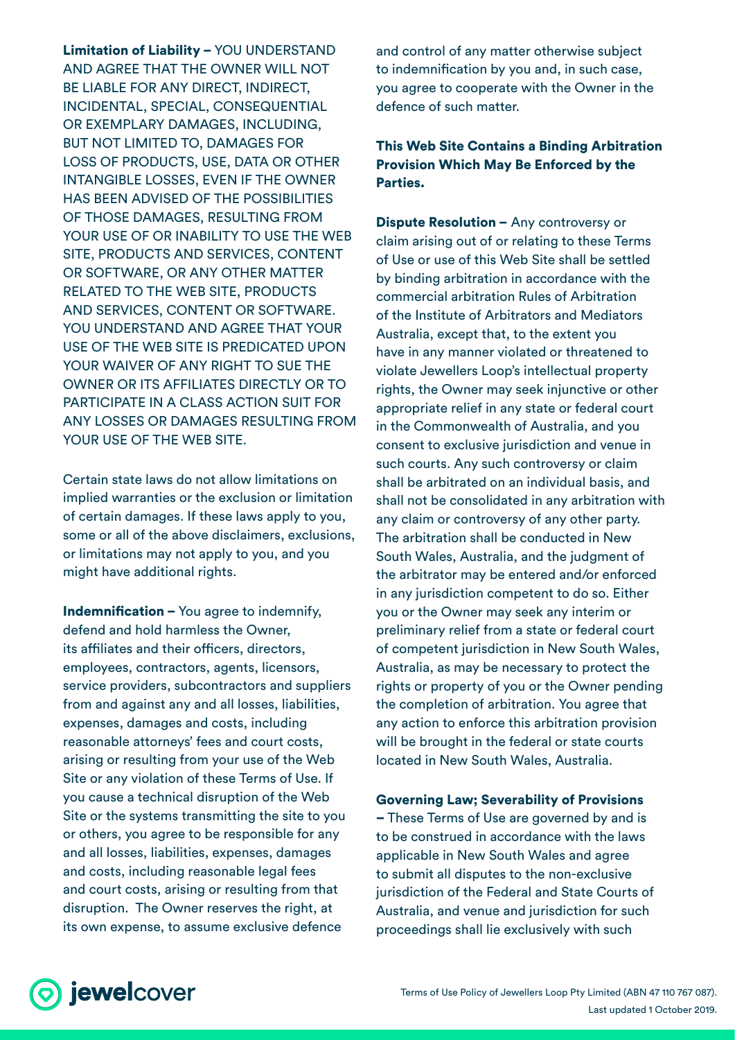**Limitation of Liability –** YOU UNDERSTAND AND AGREE THAT THE OWNER WILL NOT BE LIABLE FOR ANY DIRECT, INDIRECT, INCIDENTAL, SPECIAL, CONSEQUENTIAL OR EXEMPLARY DAMAGES, INCLUDING, BUT NOT LIMITED TO, DAMAGES FOR LOSS OF PRODUCTS, USE, DATA OR OTHER INTANGIBLE LOSSES, EVEN IF THE OWNER HAS BEEN ADVISED OF THE POSSIBILITIES OF THOSE DAMAGES, RESULTING FROM YOUR USE OF OR INABILITY TO USE THE WEB SITE, PRODUCTS AND SERVICES, CONTENT OR SOFTWARE, OR ANY OTHER MATTER RELATED TO THE WEB SITE, PRODUCTS AND SERVICES, CONTENT OR SOFTWARE. YOU UNDERSTAND AND AGREE THAT YOUR USE OF THE WEB SITE IS PREDICATED UPON YOUR WAIVER OF ANY RIGHT TO SUE THE OWNER OR ITS AFFILIATES DIRECTLY OR TO PARTICIPATE IN A CLASS ACTION SUIT FOR ANY LOSSES OR DAMAGES RESULTING FROM YOUR USE OF THE WEB SITE.

Certain state laws do not allow limitations on implied warranties or the exclusion or limitation of certain damages. If these laws apply to you, some or all of the above disclaimers, exclusions, or limitations may not apply to you, and you might have additional rights.

**Indemnification –** You agree to indemnify, defend and hold harmless the Owner, its affiliates and their officers, directors, employees, contractors, agents, licensors, service providers, subcontractors and suppliers from and against any and all losses, liabilities, expenses, damages and costs, including reasonable attorneys' fees and court costs, arising or resulting from your use of the Web Site or any violation of these Terms of Use. If you cause a technical disruption of the Web Site or the systems transmitting the site to you or others, you agree to be responsible for any and all losses, liabilities, expenses, damages and costs, including reasonable legal fees and court costs, arising or resulting from that disruption. The Owner reserves the right, at its own expense, to assume exclusive defence and control of any matter otherwise subject to indemnification by you and, in such case, you agree to cooperate with the Owner in the defence of such matter.

**This Web Site Contains a Binding Arbitration Provision Which May Be Enforced by the Parties.**

**Dispute Resolution –** Any controversy or claim arising out of or relating to these Terms of Use or use of this Web Site shall be settled by binding arbitration in accordance with the commercial arbitration Rules of Arbitration of the Institute of Arbitrators and Mediators Australia, except that, to the extent you have in any manner violated or threatened to violate Jewellers Loop's intellectual property rights, the Owner may seek injunctive or other appropriate relief in any state or federal court in the Commonwealth of Australia, and you consent to exclusive jurisdiction and venue in such courts. Any such controversy or claim shall be arbitrated on an individual basis, and shall not be consolidated in any arbitration with any claim or controversy of any other party. The arbitration shall be conducted in New South Wales, Australia, and the judgment of the arbitrator may be entered and/or enforced in any jurisdiction competent to do so. Either you or the Owner may seek any interim or preliminary relief from a state or federal court of competent jurisdiction in New South Wales, Australia, as may be necessary to protect the rights or property of you or the Owner pending the completion of arbitration. You agree that any action to enforce this arbitration provision will be brought in the federal or state courts located in New South Wales, Australia.

**Governing Law; Severability of Provisions –** These Terms of Use are governed by and is to be construed in accordance with the laws applicable in New South Wales and agree to submit all disputes to the non-exclusive jurisdiction of the Federal and State Courts of Australia, and venue and jurisdiction for such proceedings shall lie exclusively with such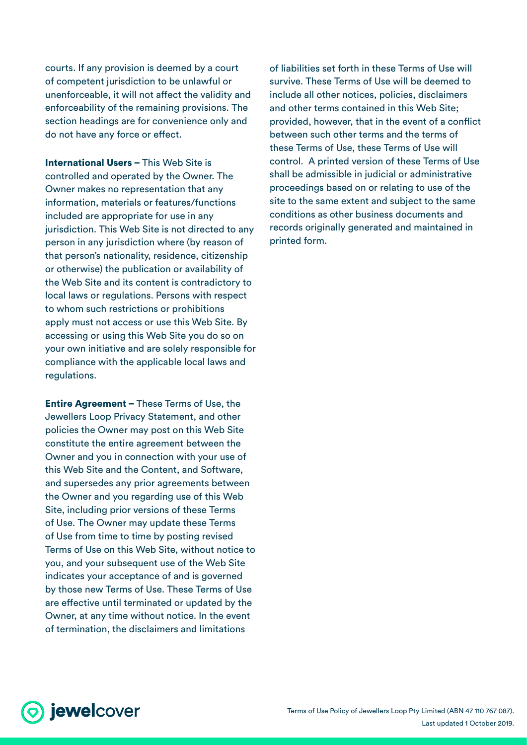courts. If any provision is deemed by a court of competent jurisdiction to be unlawful or unenforceable, it will not affect the validity and enforceability of the remaining provisions. The section headings are for convenience only and do not have any force or effect.

**International Users –** This Web Site is controlled and operated by the Owner. The Owner makes no representation that any information, materials or features/functions included are appropriate for use in any jurisdiction. This Web Site is not directed to any person in any jurisdiction where (by reason of that person's nationality, residence, citizenship or otherwise) the publication or availability of the Web Site and its content is contradictory to local laws or regulations. Persons with respect to whom such restrictions or prohibitions apply must not access or use this Web Site. By accessing or using this Web Site you do so on your own initiative and are solely responsible for compliance with the applicable local laws and regulations.

**Entire Agreement –** These Terms of Use, the Jewellers Loop Privacy Statement, and other policies the Owner may post on this Web Site constitute the entire agreement between the Owner and you in connection with your use of this Web Site and the Content, and Software, and supersedes any prior agreements between the Owner and you regarding use of this Web Site, including prior versions of these Terms of Use. The Owner may update these Terms of Use from time to time by posting revised Terms of Use on this Web Site, without notice to you, and your subsequent use of the Web Site indicates your acceptance of and is governed by those new Terms of Use. These Terms of Use are effective until terminated or updated by the Owner, at any time without notice. In the event of termination, the disclaimers and limitations of liabilities set forth in these Terms of Use will survive. These Terms of Use will be deemed to include all other notices, policies, disclaimers and other terms contained in this Web Site; provided, however, that in the event of a conflict between such other terms and the terms of these Terms of Use, these Terms of Use will control. A printed version of these Terms of Use shall be admissible in judicial or administrative proceedings based on or relating to use of the site to the same extent and subject to the same conditions as other business documents and records originally generated and maintained in printed form.